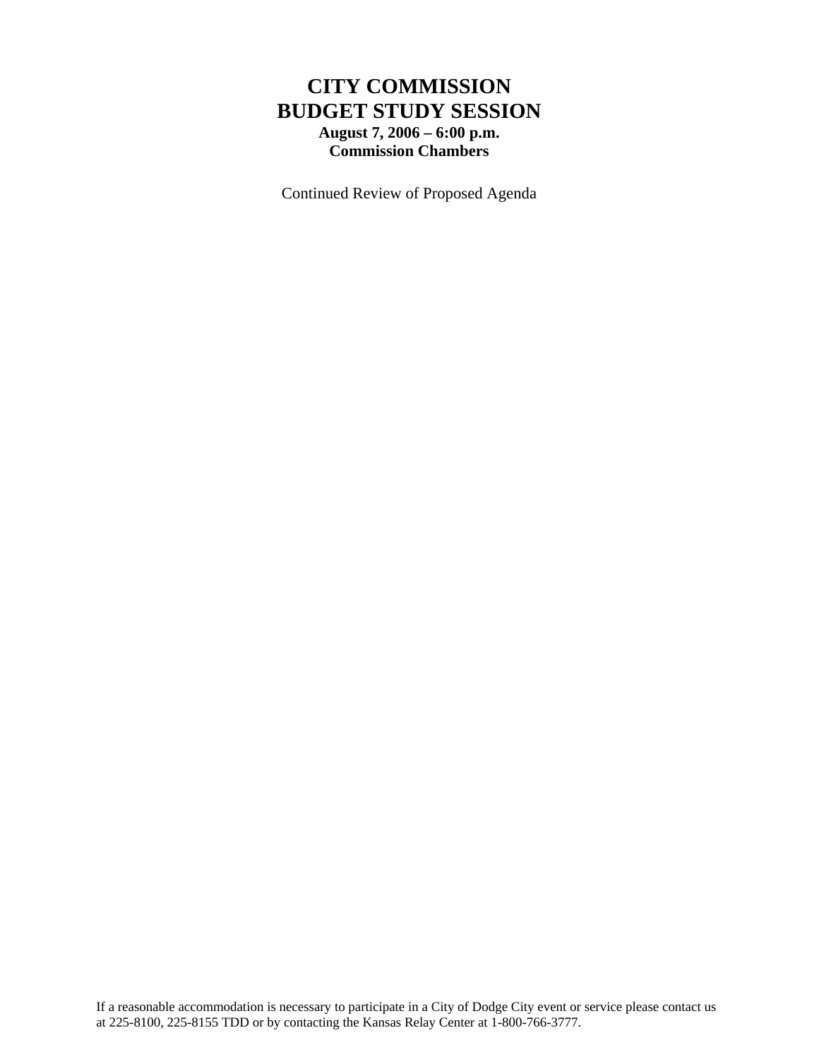# CITY COMMISSION
# BUDGET STUDY SESSION

**August 7, 2006 – 6:00 p.m.**
**Commission Chambers**

Continued Review of Proposed Agenda

If a reasonable accommodation is necessary to participate in a City of Dodge City event or service please contact us at 225-8100, 225-8155 TDD or by contacting the Kansas Relay Center at 1-800-766-3777.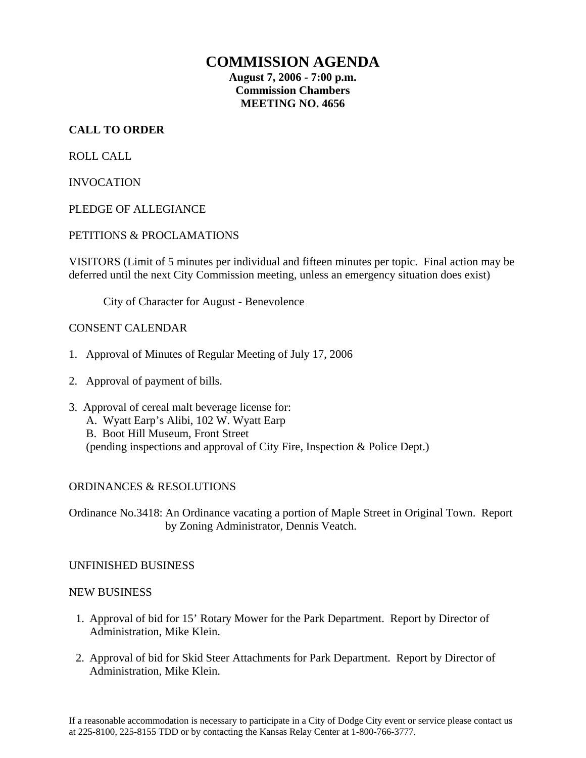# COMMISSION AGENDA

**August 7, 2006 - 7:00 p.m.**
**Commission Chambers**
**MEETING NO. 4656**

**CALL TO ORDER**

ROLL CALL

INVOCATION

PLEDGE OF ALLEGIANCE

PETITIONS & PROCLAMATIONS

VISITORS (Limit of 5 minutes per individual and fifteen minutes per topic. Final action may be deferred until the next City Commission meeting, unless an emergency situation does exist)

City of Character for August - Benevolence

CONSENT CALENDAR

1. Approval of Minutes of Regular Meeting of July 17, 2006

2. Approval of payment of bills.

3. Approval of cereal malt beverage license for:
   A. Wyatt Earp's Alibi, 102 W. Wyatt Earp
   B. Boot Hill Museum, Front Street
   (pending inspections and approval of City Fire, Inspection & Police Dept.)

ORDINANCES & RESOLUTIONS

Ordinance No.3418: An Ordinance vacating a portion of Maple Street in Original Town. Report by Zoning Administrator, Dennis Veatch.

UNFINISHED BUSINESS

NEW BUSINESS

1. Approval of bid for 15' Rotary Mower for the Park Department. Report by Director of Administration, Mike Klein.

2. Approval of bid for Skid Steer Attachments for Park Department. Report by Director of Administration, Mike Klein.

If a reasonable accommodation is necessary to participate in a City of Dodge City event or service please contact us at 225-8100, 225-8155 TDD or by contacting the Kansas Relay Center at 1-800-766-3777.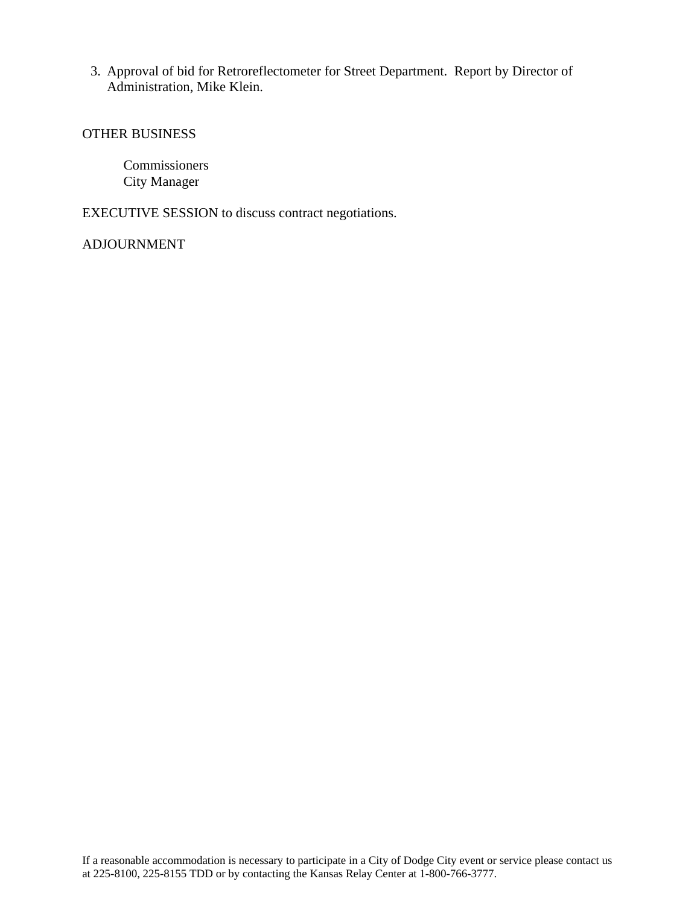3. Approval of bid for Retroreflectometer for Street Department. Report by Director of Administration, Mike Klein.

OTHER BUSINESS

Commissioners
City Manager

EXECUTIVE SESSION to discuss contract negotiations.

ADJOURNMENT

If a reasonable accommodation is necessary to participate in a City of Dodge City event or service please contact us at 225-8100, 225-8155 TDD or by contacting the Kansas Relay Center at 1-800-766-3777.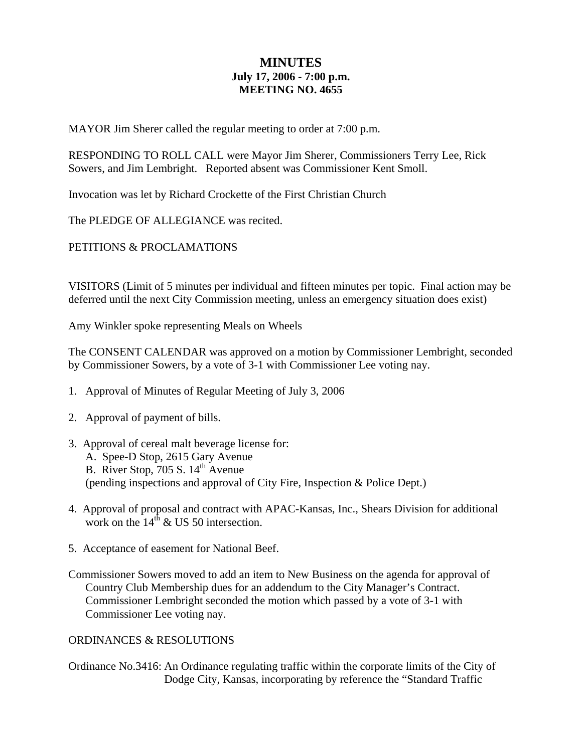# MINUTES

**July 17, 2006 - 7:00 p.m.**

**MEETING NO. 4655**

MAYOR Jim Sherer called the regular meeting to order at 7:00 p.m.

RESPONDING TO ROLL CALL were Mayor Jim Sherer, Commissioners Terry Lee, Rick Sowers, and Jim Lembright. Reported absent was Commissioner Kent Smoll.

Invocation was let by Richard Crockette of the First Christian Church

The PLEDGE OF ALLEGIANCE was recited.

PETITIONS & PROCLAMATIONS

VISITORS (Limit of 5 minutes per individual and fifteen minutes per topic. Final action may be deferred until the next City Commission meeting, unless an emergency situation does exist)

Amy Winkler spoke representing Meals on Wheels

The CONSENT CALENDAR was approved on a motion by Commissioner Lembright, seconded by Commissioner Sowers, by a vote of 3-1 with Commissioner Lee voting nay.

1. Approval of Minutes of Regular Meeting of July 3, 2006
2. Approval of payment of bills.
3. Approval of cereal malt beverage license for:
   A. Spee-D Stop, 2615 Gary Avenue
   B. River Stop, 705 S. 14th Avenue
   (pending inspections and approval of City Fire, Inspection & Police Dept.)
4. Approval of proposal and contract with APAC-Kansas, Inc., Shears Division for additional work on the 14th & US 50 intersection.
5. Acceptance of easement for National Beef.

Commissioner Sowers moved to add an item to New Business on the agenda for approval of Country Club Membership dues for an addendum to the City Manager's Contract. Commissioner Lembright seconded the motion which passed by a vote of 3-1 with Commissioner Lee voting nay.

ORDINANCES & RESOLUTIONS

Ordinance No.3416: An Ordinance regulating traffic within the corporate limits of the City of Dodge City, Kansas, incorporating by reference the "Standard Traffic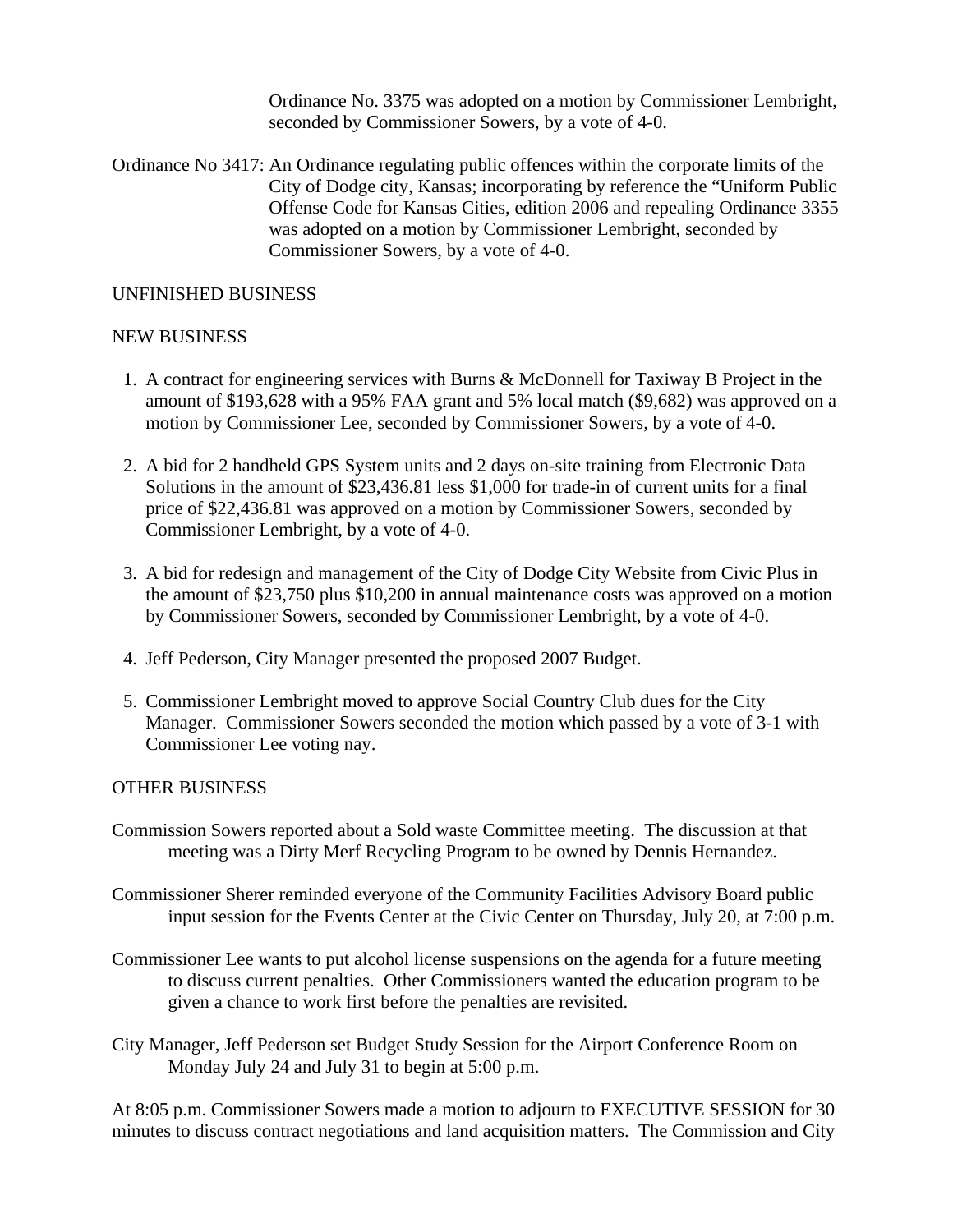Ordinance No. 3375 was adopted on a motion by Commissioner Lembright, seconded by Commissioner Sowers, by a vote of 4-0.

Ordinance No 3417: An Ordinance regulating public offences within the corporate limits of the City of Dodge city, Kansas; incorporating by reference the "Uniform Public Offense Code for Kansas Cities, edition 2006 and repealing Ordinance 3355 was adopted on a motion by Commissioner Lembright, seconded by Commissioner Sowers, by a vote of 4-0.

UNFINISHED BUSINESS

NEW BUSINESS

1. A contract for engineering services with Burns & McDonnell for Taxiway B Project in the amount of $193,628 with a 95% FAA grant and 5% local match ($9,682) was approved on a motion by Commissioner Lee, seconded by Commissioner Sowers, by a vote of 4-0.

2. A bid for 2 handheld GPS System units and 2 days on-site training from Electronic Data Solutions in the amount of $23,436.81 less $1,000 for trade-in of current units for a final price of $22,436.81 was approved on a motion by Commissioner Sowers, seconded by Commissioner Lembright, by a vote of 4-0.

3. A bid for redesign and management of the City of Dodge City Website from Civic Plus in the amount of $23,750 plus $10,200 in annual maintenance costs was approved on a motion by Commissioner Sowers, seconded by Commissioner Lembright, by a vote of 4-0.

4. Jeff Pederson, City Manager presented the proposed 2007 Budget.

5. Commissioner Lembright moved to approve Social Country Club dues for the City Manager. Commissioner Sowers seconded the motion which passed by a vote of 3-1 with Commissioner Lee voting nay.

OTHER BUSINESS

Commission Sowers reported about a Sold waste Committee meeting. The discussion at that meeting was a Dirty Merf Recycling Program to be owned by Dennis Hernandez.

Commissioner Sherer reminded everyone of the Community Facilities Advisory Board public input session for the Events Center at the Civic Center on Thursday, July 20, at 7:00 p.m.

Commissioner Lee wants to put alcohol license suspensions on the agenda for a future meeting to discuss current penalties. Other Commissioners wanted the education program to be given a chance to work first before the penalties are revisited.

City Manager, Jeff Pederson set Budget Study Session for the Airport Conference Room on Monday July 24 and July 31 to begin at 5:00 p.m.

At 8:05 p.m. Commissioner Sowers made a motion to adjourn to EXECUTIVE SESSION for 30 minutes to discuss contract negotiations and land acquisition matters. The Commission and City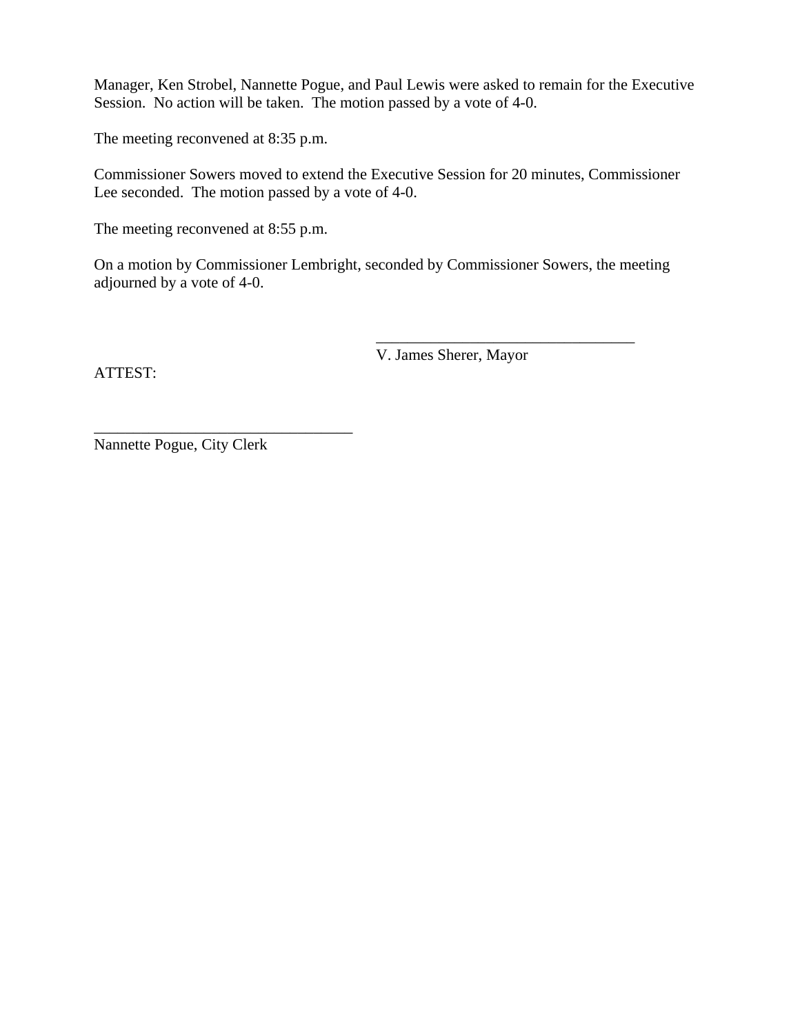Manager, Ken Strobel, Nannette Pogue, and Paul Lewis were asked to remain for the Executive Session. No action will be taken. The motion passed by a vote of 4-0.

The meeting reconvened at 8:35 p.m.

Commissioner Sowers moved to extend the Executive Session for 20 minutes, Commissioner Lee seconded. The motion passed by a vote of 4-0.

The meeting reconvened at 8:55 p.m.

On a motion by Commissioner Lembright, seconded by Commissioner Sowers, the meeting adjourned by a vote of 4-0.

__________________________________

V. James Sherer, Mayor

ATTEST:

__________________________________

Nannette Pogue, City Clerk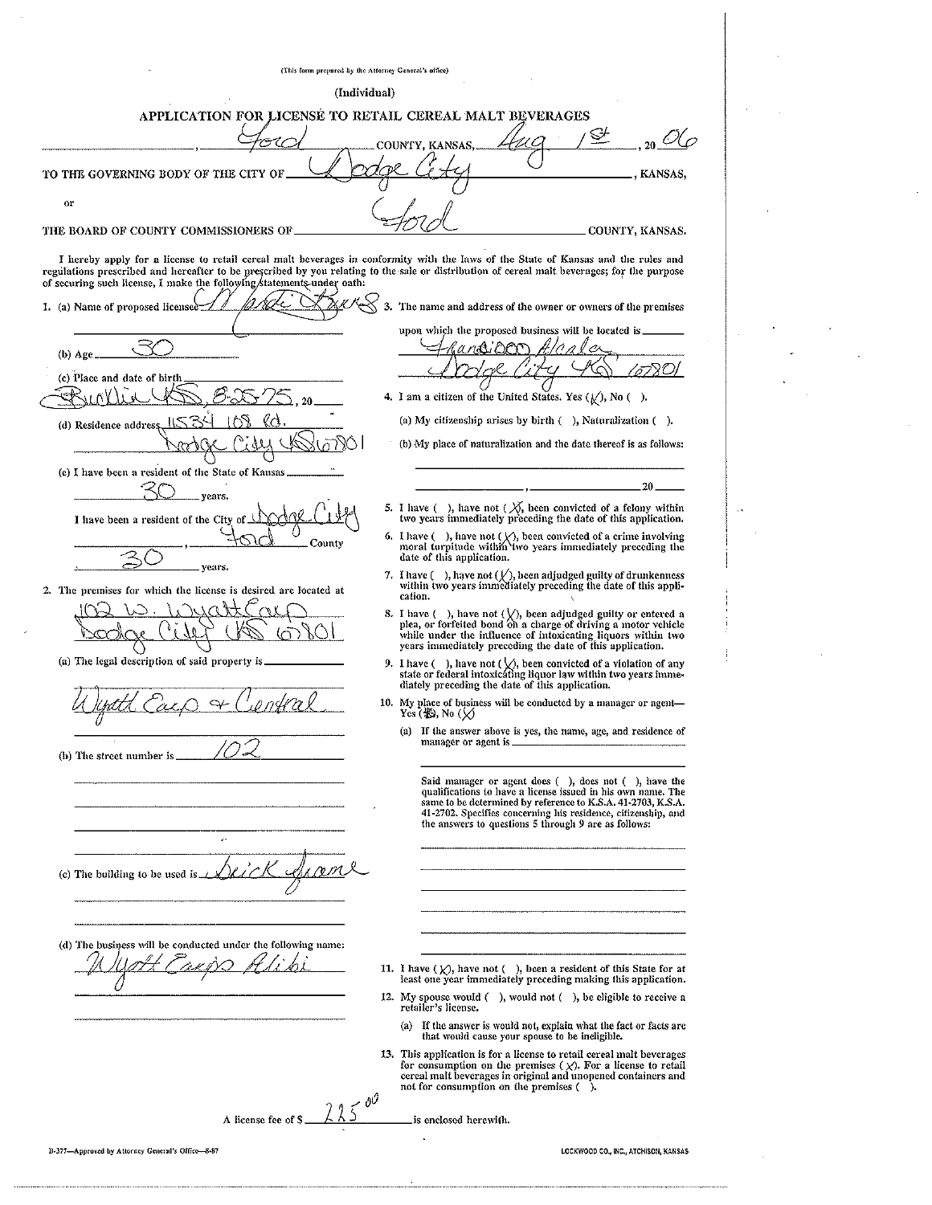(This form prepared by the Attorney General's office)

(Individual)

# APPLICATION FOR LICENSE TO RETAIL CEREAL MALT BEVERAGES

_______________, Ford COUNTY, KANSAS, Aug 1st, 20 06

TO THE GOVERNING BODY OF THE CITY OF Dodge City, KANSAS,

or

THE BOARD OF COUNTY COMMISSIONERS OF Ford COUNTY, KANSAS.

I hereby apply for a license to retail cereal malt beverages in conformity with the laws of the State of Kansas and the rules and regulations prescribed and hereafter to be prescribed by you relating to the sale or distribution of cereal malt beverages; for the purpose of securing such license, I make the following statements under oath:

1. (a) Name of proposed licensee Nardi Burns

   (b) Age 30

   (c) Place and date of birth Bucklin KS, 8-25-75, 20___

   (d) Residence address 11534 108 Rd. Dodge City KS 67801

   (e) I have been a resident of the State of Kansas 30 years.

   I have been a resident of the City of Dodge City, Ford County 30 years.

2. The premises for which the license is desired are located at 102 W. Wyatt Earp Dodge City KS 67801

   (a) The legal description of said property is Wyatt Earp & Central

   (b) The street number is 102

   (c) The building to be used is brick frame

   (d) The business will be conducted under the following name: Wyatt Earp's Alibi

3. The name and address of the owner or owners of the premises upon which the proposed business will be located is Francisco Alcala Dodge City KS 67801

4. I am a citizen of the United States. Yes (X), No ( ).

   (a) My citizenship arises by birth ( ), Naturalization ( ).

   (b) My place of naturalization and the date thereof is as follows:

   _______________, _______________ 20____

5. I have ( ), have not (X), been convicted of a felony within two years immediately preceding the date of this application.

6. I have ( ), have not (X), been convicted of a crime involving moral turpitude within two years immediately preceding the date of this application.

7. I have ( ), have not (X), been adjudged guilty of drunkenness within two years immediately preceding the date of this application.

8. I have ( ), have not (X), been adjudged guilty or entered a plea, or forfeited bond on a charge of driving a motor vehicle while under the influence of intoxicating liquors within two years immediately preceding the date of this application.

9. I have ( ), have not (X), been convicted of a violation of any state or federal intoxicating liquor law within two years immediately preceding the date of this application.

10. My place of business will be conducted by a manager or agent—Yes ( ), No (X)

    (a) If the answer above is yes, the name, age, and residence of manager or agent is _______________

    Said manager or agent does ( ), does not ( ), have the qualifications to have a license issued in his own name. The same to be determined by reference to K.S.A. 41-2703, K.S.A. 41-2702. Specifics concerning his residence, citizenship, and the answers to questions 5 through 9 are as follows:

11. I have (X), have not ( ), been a resident of this State for at least one year immediately preceding making this application.

12. My spouse would ( ), would not ( ), be eligible to receive a retailer's license.

    (a) If the answer is would not, explain what the fact or facts are that would cause your spouse to be ineligible.

13. This application is for a license to retail cereal malt beverages for consumption on the premises (X). For a license to retail cereal malt beverages in original and unopened containers and not for consumption on the premises ( ).

A license fee of $ 225.00 is enclosed herewith.

B-377—Approved by Attorney General's Office—8-87

LOCKWOOD CO., INC., ATCHISON, KANSAS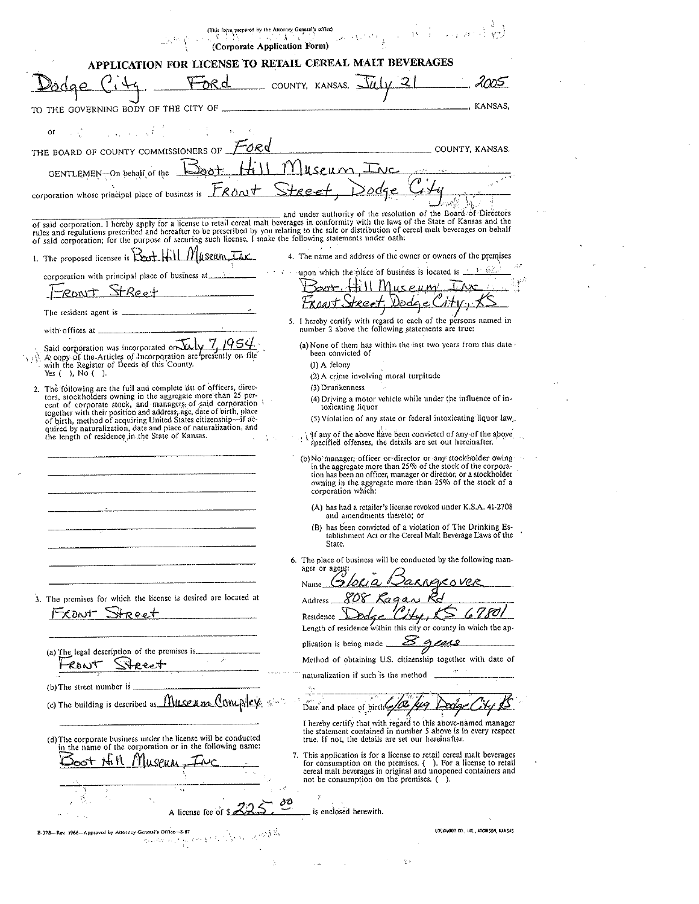(This form prepared by the Attorney General's office)

(Corporate Application Form)

# APPLICATION FOR LICENSE TO RETAIL CEREAL MALT BEVERAGES

Dodge City, Ford COUNTY, KANSAS, July 21, 2005

TO THE GOVERNING BODY OF THE CITY OF ______________________, KANSAS,

or

THE BOARD OF COUNTY COMMISSIONERS OF Ford COUNTY, KANSAS.

GENTLEMEN—On behalf of the Boot Hill Museum, Inc corporation whose principal place of business is Front Street, Dodge City ______________________ and under authority of the resolution of the Board of Directors of said corporation, I hereby apply for a license to retail cereal malt beverages in conformity with the laws of the State of Kansas and the rules and regulations prescribed and hereafter to be prescribed by you relating to the sale or distribution of cereal malt beverages on behalf of said corporation; for the purpose of securing such license, I make the following statements under oath:

1. The proposed licensee is Boot Hill Museum, Inc corporation with principal place of business at Front Street

   The resident agent is ______________________

   with offices at ______________________

   Said corporation was incorporated on July 7, 1954

   A copy of the Articles of Incorporation are presently on file with the Register of Deeds of this County. Yes ( ), No ( ).

2. The following are the full and complete list of officers, directors, stockholders owning in the aggregate more than 25 percent of corporate stock, and managers of said corporation together with their position and address, age, date of birth, place of birth, method of acquiring United States citizenship—if acquired by naturalization, date and place of naturalization, and the length of residence in the State of Kansas.

3. The premises for which the license is desired are located at Front Street

   (a) The legal description of the premises is Front Street

   (b) The street number is ______________________

   (c) The building is described as Museum Complex

   (d) The corporate business under the license will be conducted in the name of the corporation or in the following name: Boot Hill Museum, Inc

4. The name and address of the owner or owners of the premises upon which the place of business is located is Boot Hill Museum Inc Front Street, Dodge City, KS

5. I hereby certify with regard to each of the persons named in number 2 above the following statements are true:

   (a) None of them has within the last two years from this date been convicted of
   
   (1) A felony
   
   (2) A crime involving moral turpitude
   
   (3) Drunkenness
   
   (4) Driving a motor vehicle while under the influence of intoxicating liquor
   
   (5) Violation of any state or federal intoxicating liquor law.

   If any of the above have been convicted of any of the above specified offenses, the details are set out hereinafter.

   (b) No manager, officer or director or any stockholder owing in the aggregate more than 25% of the stock of the corporation has been an officer, manager or director, or a stockholder owning in the aggregate more than 25% of the stock of a corporation which:

   (A) has had a retailer's license revoked under K.S.A. 41-2708 and amendments thereto; or

   (B) has been convicted of a violation of The Drinking Establishment Act or the Cereal Malt Beverage Laws of the State.

6. The place of business will be conducted by the following manager or agent:

   Name Gloria Barngrover

   Address 808 Ragan Rd

   Residence Dodge City, KS 67801

   Length of residence within this city or county in which the application is being made 8 years

   Method of obtaining U.S. citizenship together with date of naturalization if such is the method ______________________

   Date and place of birth 6/06/49 Dodge City KS

   I hereby certify that with regard to this above-named manager the statement contained in number 5 above is in every respect true. If not, the details are set our hereinafter.

7. This application is for a license to retail cereal malt beverages for consumption on the premises. ( ). For a license to retail cereal malt beverages in original and unopened containers and not be consumption on the premises. ( ).

A license fee of $ 225.00 is enclosed herewith.

B-378—Rev. 1966—Approved by Attorney General's Office—8-87

LOCKWOOD CO., INC., ATCHISON, KANSAS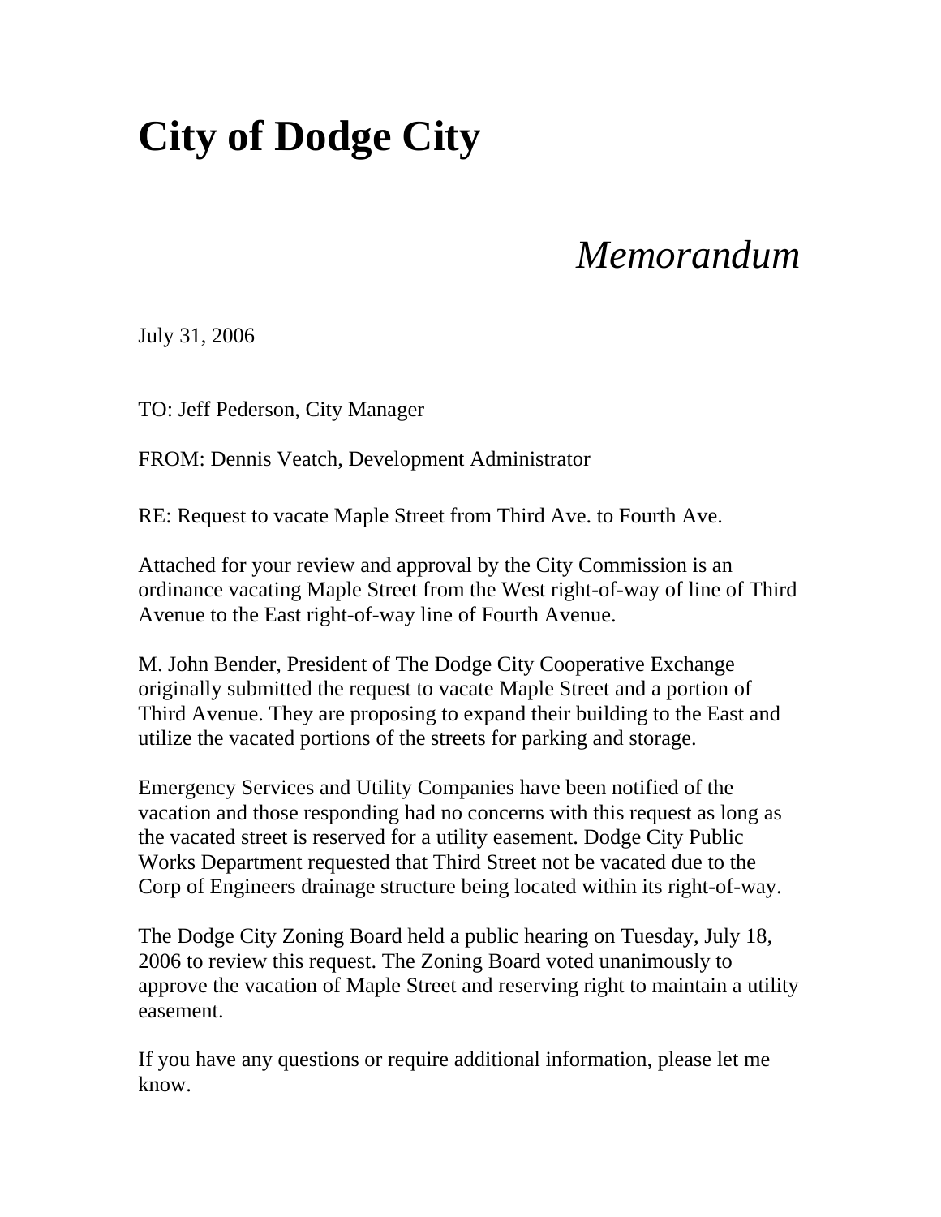# City of Dodge City

## *Memorandum*

July 31, 2006

TO: Jeff Pederson, City Manager

FROM: Dennis Veatch, Development Administrator

RE: Request to vacate Maple Street from Third Ave. to Fourth Ave.

Attached for your review and approval by the City Commission is an ordinance vacating Maple Street from the West right-of-way of line of Third Avenue to the East right-of-way line of Fourth Avenue.

M. John Bender, President of The Dodge City Cooperative Exchange originally submitted the request to vacate Maple Street and a portion of Third Avenue. They are proposing to expand their building to the East and utilize the vacated portions of the streets for parking and storage.

Emergency Services and Utility Companies have been notified of the vacation and those responding had no concerns with this request as long as the vacated street is reserved for a utility easement. Dodge City Public Works Department requested that Third Street not be vacated due to the Corp of Engineers drainage structure being located within its right-of-way.

The Dodge City Zoning Board held a public hearing on Tuesday, July 18, 2006 to review this request. The Zoning Board voted unanimously to approve the vacation of Maple Street and reserving right to maintain a utility easement.

If you have any questions or require additional information, please let me know.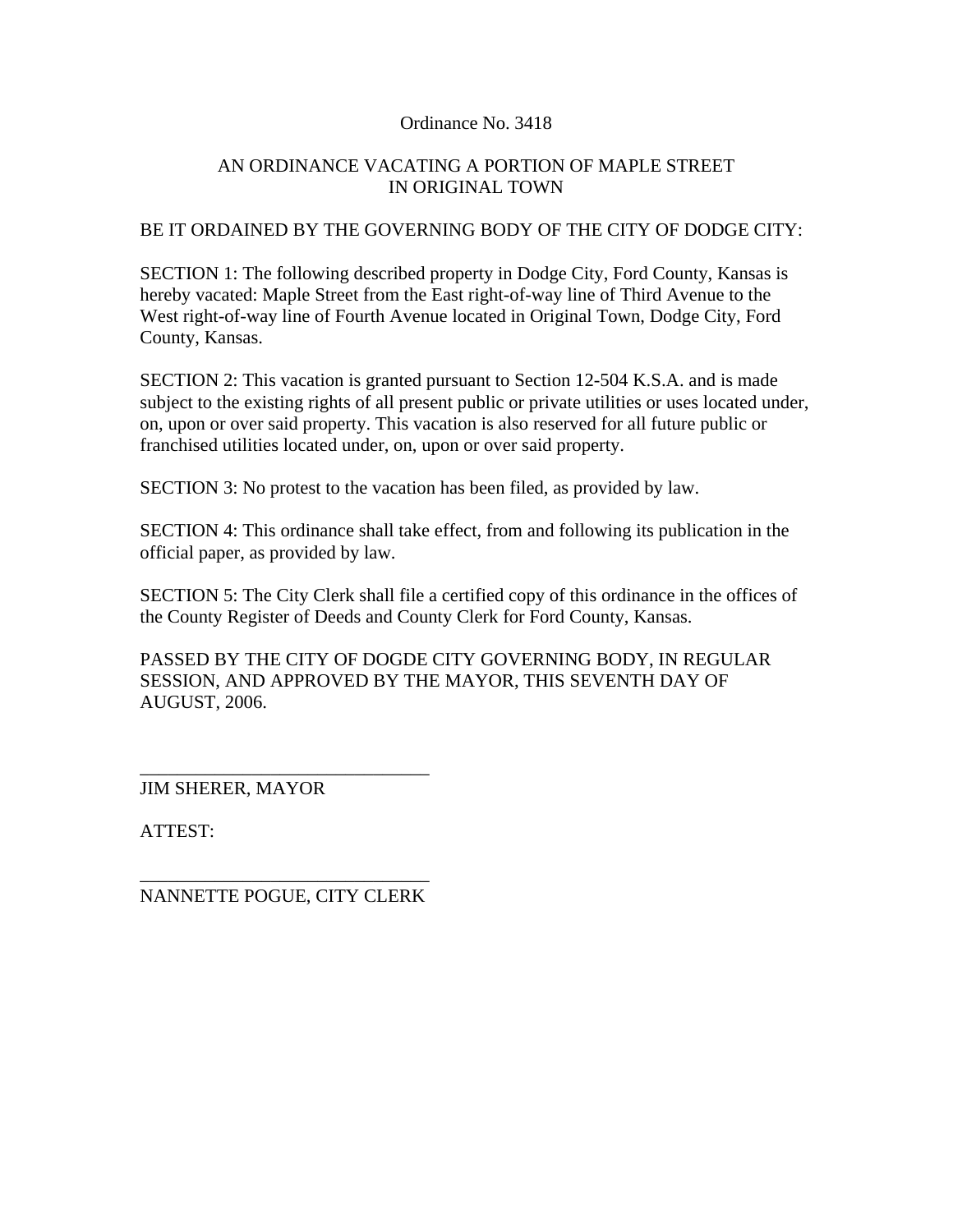Ordinance No. 3418

AN ORDINANCE VACATING A PORTION OF MAPLE STREET IN ORIGINAL TOWN

BE IT ORDAINED BY THE GOVERNING BODY OF THE CITY OF DODGE CITY:

SECTION 1: The following described property in Dodge City, Ford County, Kansas is hereby vacated: Maple Street from the East right-of-way line of Third Avenue to the West right-of-way line of Fourth Avenue located in Original Town, Dodge City, Ford County, Kansas.

SECTION 2: This vacation is granted pursuant to Section 12-504 K.S.A. and is made subject to the existing rights of all present public or private utilities or uses located under, on, upon or over said property. This vacation is also reserved for all future public or franchised utilities located under, on, upon or over said property.

SECTION 3: No protest to the vacation has been filed, as provided by law.

SECTION 4: This ordinance shall take effect, from and following its publication in the official paper, as provided by law.

SECTION 5: The City Clerk shall file a certified copy of this ordinance in the offices of the County Register of Deeds and County Clerk for Ford County, Kansas.

PASSED BY THE CITY OF DOGDE CITY GOVERNING BODY, IN REGULAR SESSION, AND APPROVED BY THE MAYOR, THIS SEVENTH DAY OF AUGUST, 2006.

\_\_\_\_\_\_\_\_\_\_\_\_\_\_\_\_\_\_\_\_\_\_\_\_\_\_\_\_\_\_\_\_

JIM SHERER, MAYOR

ATTEST:

\_\_\_\_\_\_\_\_\_\_\_\_\_\_\_\_\_\_\_\_\_\_\_\_\_\_\_\_\_\_\_\_

NANNETTE POGUE, CITY CLERK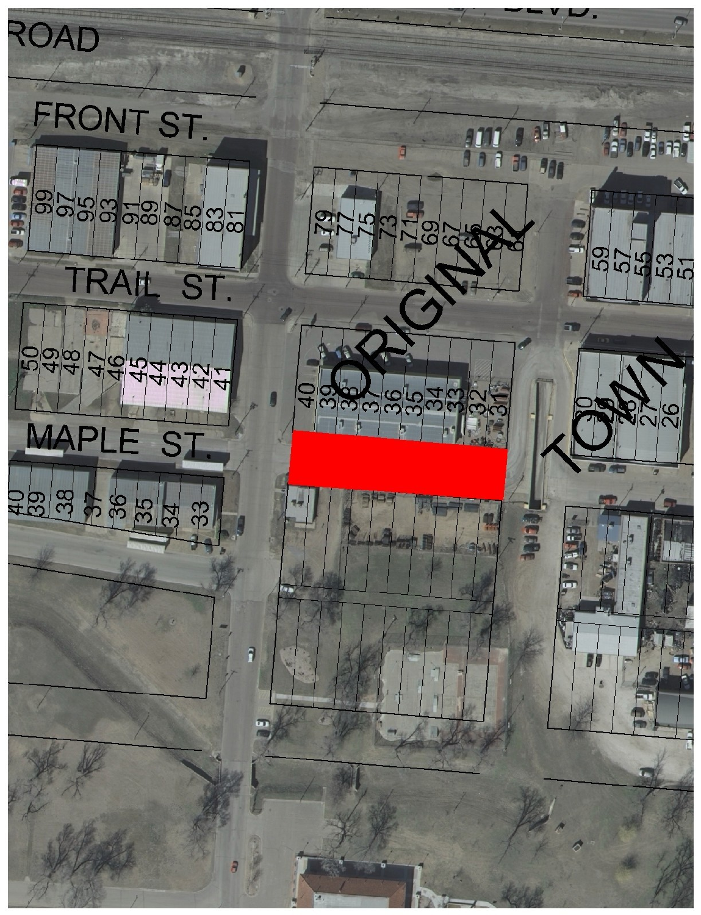ROAD

FRONT ST.

99 97 95 93 91 89 87 85 83 81

79 77 75 73 71 69 67 65 63 61

59 57 55 53 51

TRAIL ST.

50 49 48 47 46 45 44 43 42 41

40 39 38 37 36 35 34 33 32 31

30 29 28 27 26

ORIGINAL TOWN

MAPLE ST.

40 39 38 37 36 35 34 33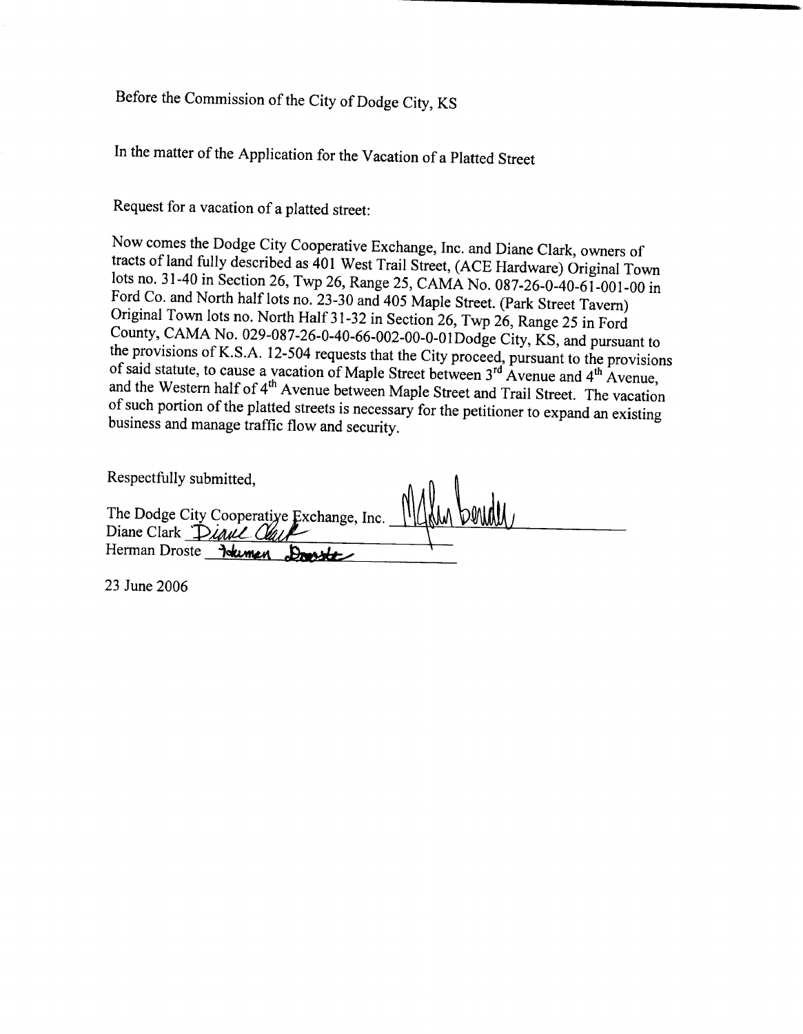Before the Commission of the City of Dodge City, KS

In the matter of the Application for the Vacation of a Platted Street

Request for a vacation of a platted street:

Now comes the Dodge City Cooperative Exchange, Inc. and Diane Clark, owners of tracts of land fully described as 401 West Trail Street, (ACE Hardware) Original Town lots no. 31-40 in Section 26, Twp 26, Range 25, CAMA No. 087-26-0-40-61-001-00 in Ford Co. and North half lots no. 23-30 and 405 Maple Street. (Park Street Tavern) Original Town lots no. North Half 31-32 in Section 26, Twp 26, Range 25 in Ford County, CAMA No. 029-087-26-0-40-66-002-00-0-01Dodge City, KS, and pursuant to the provisions of K.S.A. 12-504 requests that the City proceed, pursuant to the provisions of said statute, to cause a vacation of Maple Street between 3rd Avenue and 4th Avenue, and the Western half of 4th Avenue between Maple Street and Trail Street. The vacation of such portion of the platted streets is necessary for the petitioner to expand an existing business and manage traffic flow and security.

Respectfully submitted,

The Dodge City Cooperative Exchange, Inc. _[signature]_
Diane Clark _Diane Clark_
Herman Droste _Herman Droste_

23 June 2006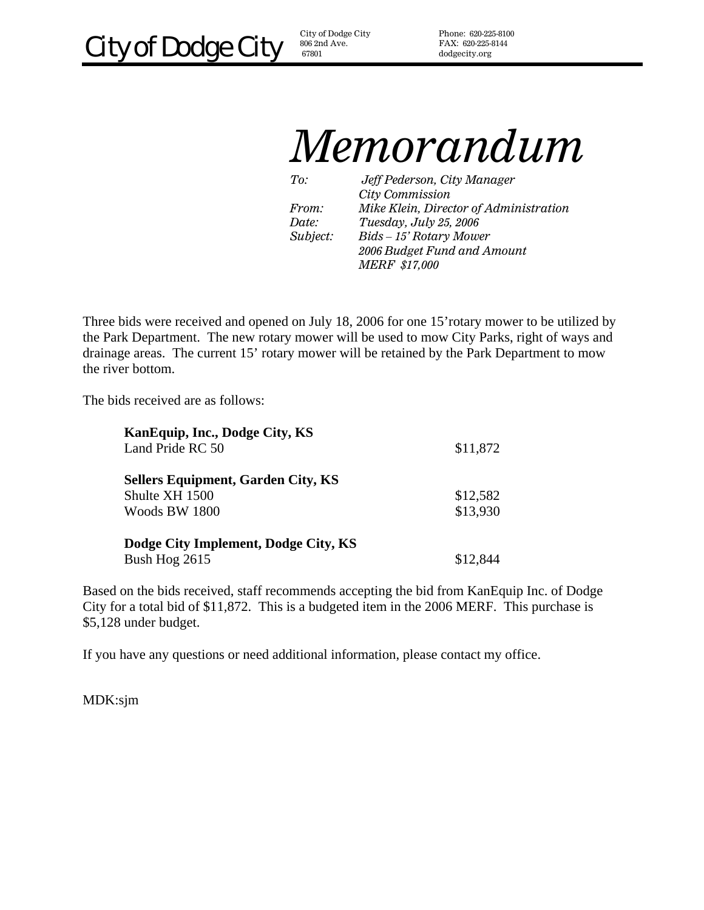City of Dodge City

City of Dodge City
806 2nd Ave.
67801

Phone: 620-225-8100
FAX: 620-225-8144
dodgecity.org

# *Memorandum*

*To:* *Jeff Pederson, City Manager*
*City Commission*
*From:* *Mike Klein, Director of Administration*
*Date:* *Tuesday, July 25, 2006*
*Subject:* *Bids – 15' Rotary Mower*
*2006 Budget Fund and Amount*
*MERF $17,000*

Three bids were received and opened on July 18, 2006 for one 15'rotary mower to be utilized by the Park Department. The new rotary mower will be used to mow City Parks, right of ways and drainage areas. The current 15' rotary mower will be retained by the Park Department to mow the river bottom.

The bids received are as follows:

| | |
|---|---|
| **KanEquip, Inc., Dodge City, KS** | |
| Land Pride RC 50 | $11,872 |
| **Sellers Equipment, Garden City, KS** | |
| Shulte XH 1500 | $12,582 |
| Woods BW 1800 | $13,930 |
| **Dodge City Implement, Dodge City, KS** | |
| Bush Hog 2615 | $12,844 |

Based on the bids received, staff recommends accepting the bid from KanEquip Inc. of Dodge City for a total bid of $11,872. This is a budgeted item in the 2006 MERF. This purchase is $5,128 under budget.

If you have any questions or need additional information, please contact my office.

MDK:sjm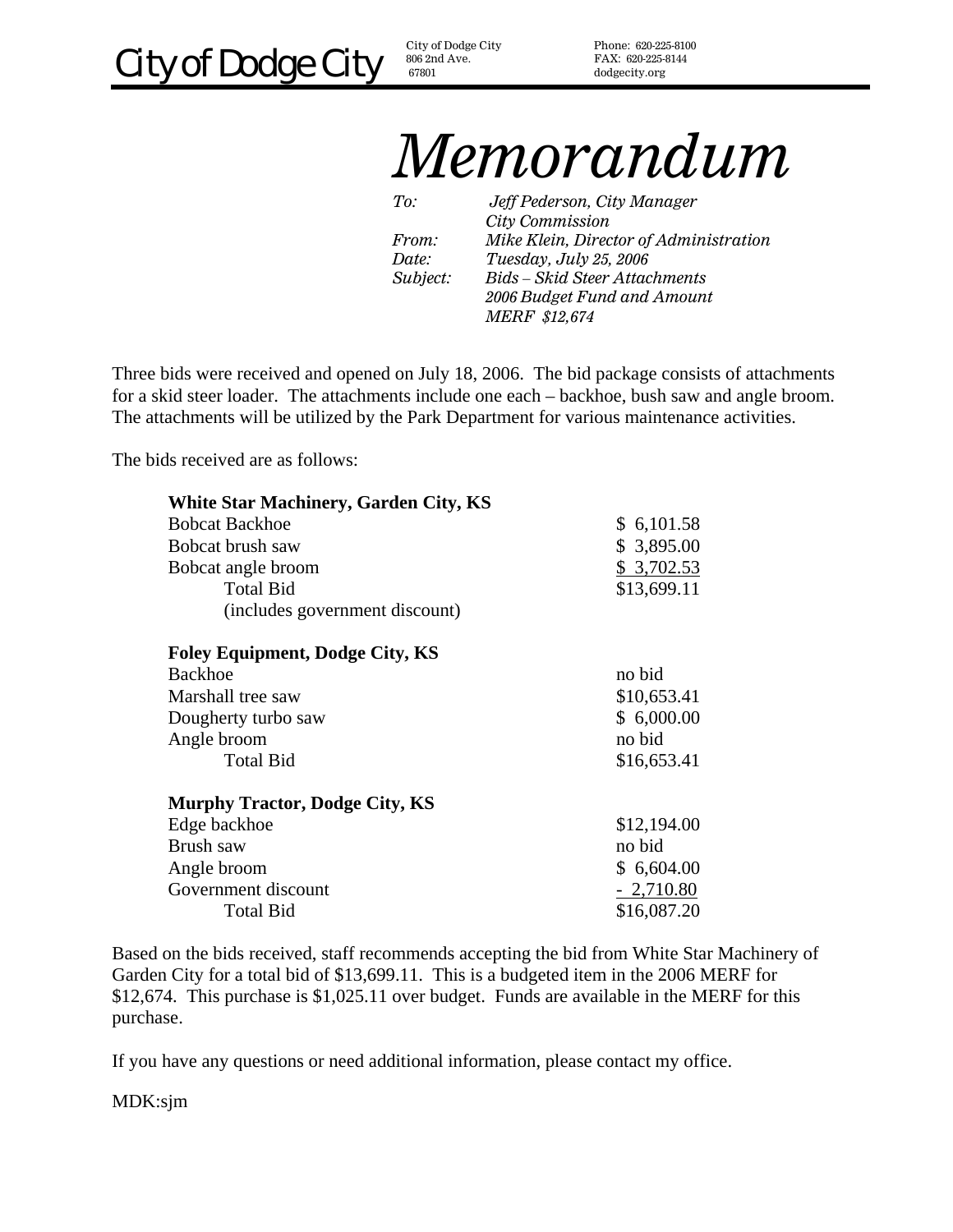City of Dodge City

City of Dodge City
806 2nd Ave.
67801

Phone: 620-225-8100
FAX: 620-225-8144
dodgecity.org

# *Memorandum*

*To:* *Jeff Pederson, City Manager*
*City Commission*
*From:* *Mike Klein, Director of Administration*
*Date:* *Tuesday, July 25, 2006*
*Subject:* *Bids – Skid Steer Attachments*
*2006 Budget Fund and Amount*
*MERF $12,674*

Three bids were received and opened on July 18, 2006. The bid package consists of attachments for a skid steer loader. The attachments include one each – backhoe, bush saw and angle broom. The attachments will be utilized by the Park Department for various maintenance activities.

The bids received are as follows:

| **White Star Machinery, Garden City, KS** | |
|---|---|
| Bobcat Backhoe | $ 6,101.58 |
| Bobcat brush saw | $ 3,895.00 |
| Bobcat angle broom | $ 3,702.53 |
| Total Bid | $13,699.11 |
| (includes government discount) | |

| **Foley Equipment, Dodge City, KS** | |
|---|---|
| Backhoe | no bid |
| Marshall tree saw | $10,653.41 |
| Dougherty turbo saw | $ 6,000.00 |
| Angle broom | no bid |
| Total Bid | $16,653.41 |

| **Murphy Tractor, Dodge City, KS** | |
|---|---|
| Edge backhoe | $12,194.00 |
| Brush saw | no bid |
| Angle broom | $ 6,604.00 |
| Government discount | - 2,710.80 |
| Total Bid | $16,087.20 |

Based on the bids received, staff recommends accepting the bid from White Star Machinery of Garden City for a total bid of $13,699.11. This is a budgeted item in the 2006 MERF for $12,674. This purchase is $1,025.11 over budget. Funds are available in the MERF for this purchase.

If you have any questions or need additional information, please contact my office.

MDK:sjm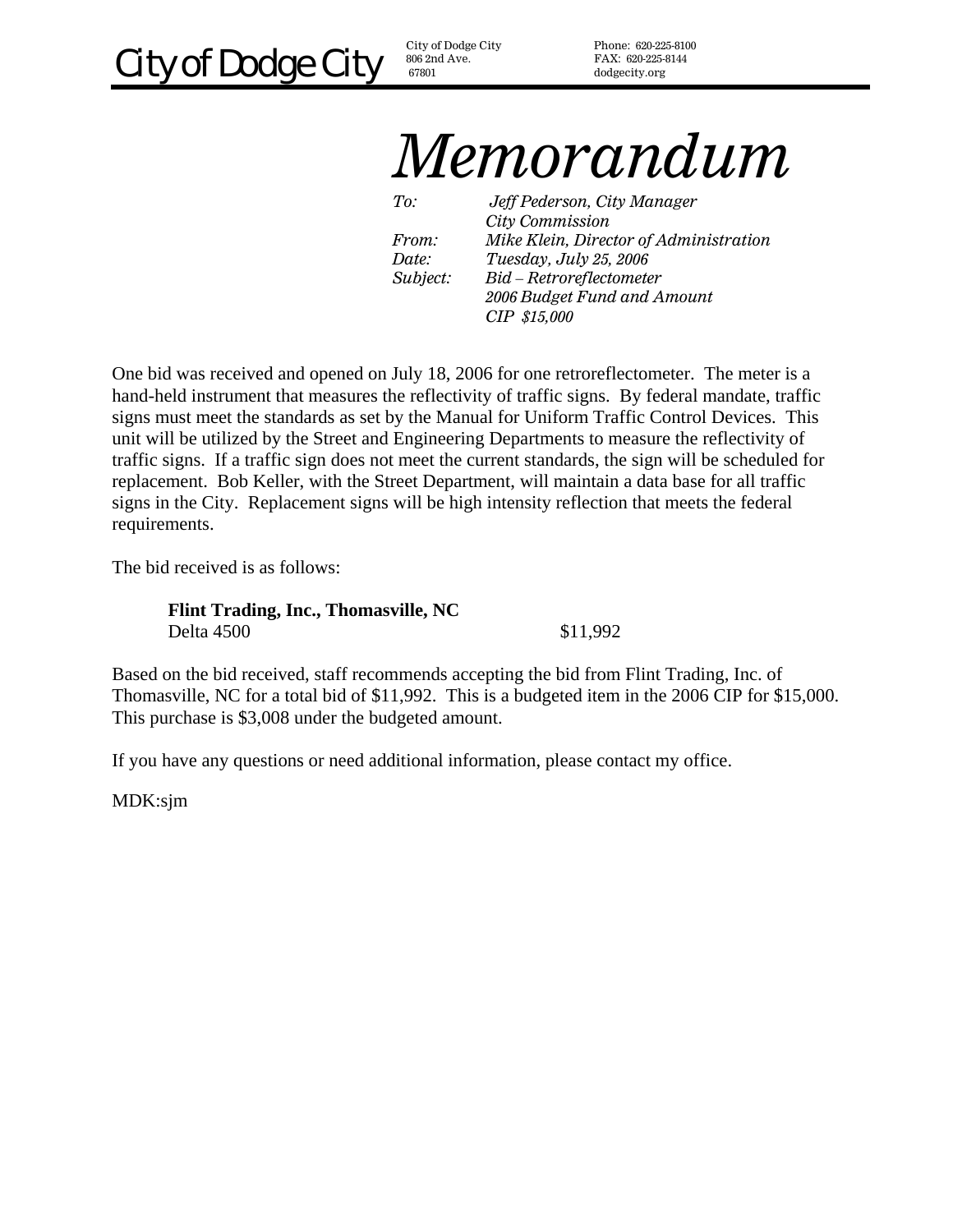City of Dodge City

City of Dodge City
806 2nd Ave.
67801

Phone: 620-225-8100
FAX: 620-225-8144
dodgecity.org

# *Memorandum*

*To:* *Jeff Pederson, City Manager*
*City Commission*
*From:* *Mike Klein, Director of Administration*
*Date:* *Tuesday, July 25, 2006*
*Subject:* *Bid – Retroreflectometer*
*2006 Budget Fund and Amount*
*CIP $15,000*

One bid was received and opened on July 18, 2006 for one retroreflectometer. The meter is a hand-held instrument that measures the reflectivity of traffic signs. By federal mandate, traffic signs must meet the standards as set by the Manual for Uniform Traffic Control Devices. This unit will be utilized by the Street and Engineering Departments to measure the reflectivity of traffic signs. If a traffic sign does not meet the current standards, the sign will be scheduled for replacement. Bob Keller, with the Street Department, will maintain a data base for all traffic signs in the City. Replacement signs will be high intensity reflection that meets the federal requirements.

The bid received is as follows:

**Flint Trading, Inc., Thomasville, NC**
Delta 4500 $11,992

Based on the bid received, staff recommends accepting the bid from Flint Trading, Inc. of Thomasville, NC for a total bid of $11,992. This is a budgeted item in the 2006 CIP for $15,000. This purchase is $3,008 under the budgeted amount.

If you have any questions or need additional information, please contact my office.

MDK:sjm